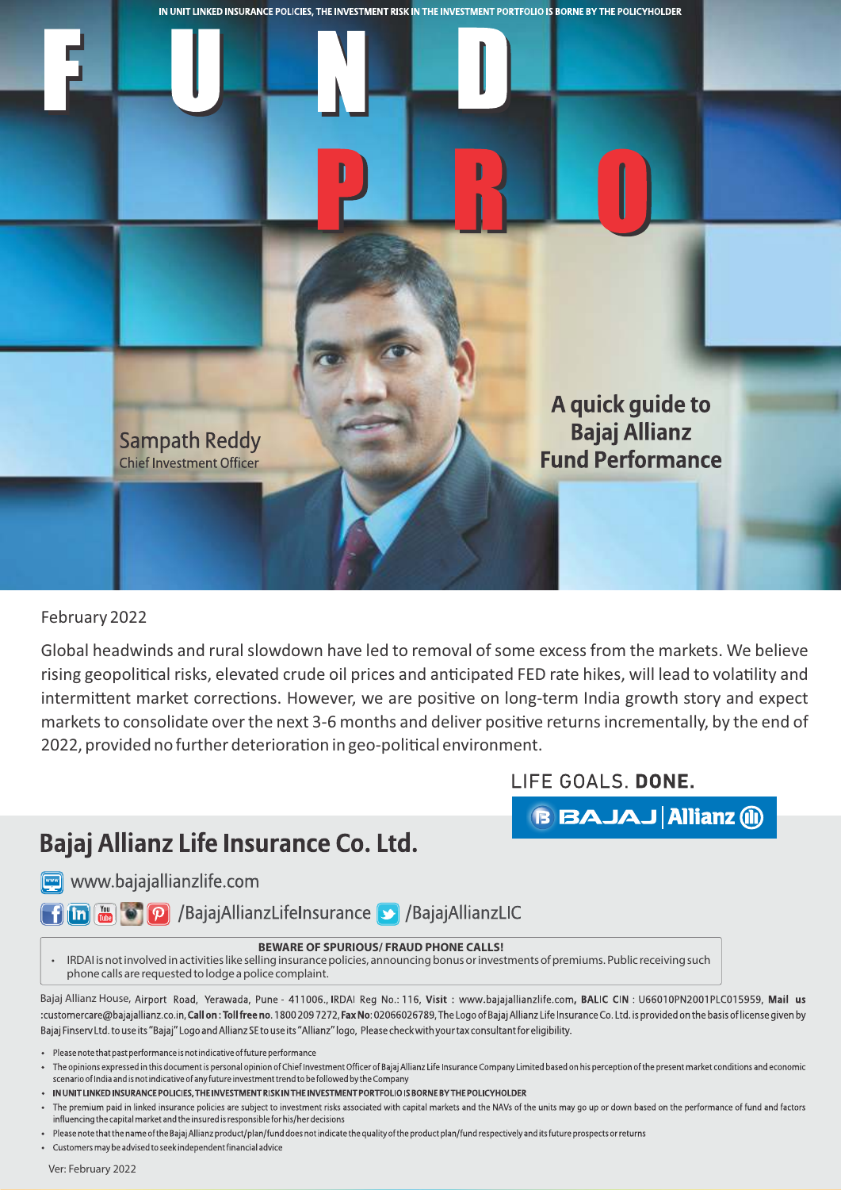IN UNIT LINKED INSURANCE POLICIES, THE INVESTMENT RISK IN THE INVESTMENT PORTFOLIO IS BORNE BY THE POLICYHOLDER

# FUND PRO

Sampath Reddy
Chief Investment Officer

## A quick guide to Bajaj Allianz Fund Performance

February 2022

Global headwinds and rural slowdown have led to removal of some excess from the markets. We believe rising geopolitical risks, elevated crude oil prices and anticipated FED rate hikes, will lead to volatility and intermittent market corrections. However, we are positive on long-term India growth story and expect markets to consolidate over the next 3-6 months and deliver positive returns incrementally, by the end of 2022, provided no further deterioration in geo-political environment.

LIFE GOALS. **DONE.**

BAJAJ | Allianz

## Bajaj Allianz Life Insurance Co. Ltd.

www.bajajallianzlife.com

/BajajAllianzLifeInsurance /BajajAllianzLIC

**BEWARE OF SPURIOUS/ FRAUD PHONE CALLS!**

- IRDAI is not involved in activities like selling insurance policies, announcing bonus or investments of premiums. Public receiving such phone calls are requested to lodge a police complaint.

Bajaj Allianz House, Airport Road, Yerawada, Pune - 411006., IRDAI Reg No.: 116, **Visit** : www.bajajallianzlife.com, **BALIC CIN** : U66010PN2001PLC015959, **Mail us** :customercare@bajajallianz.co.in, **Call on : Toll free no.** 1800 209 7272, **Fax No**: 02066026789, The Logo of Bajaj Allianz Life Insurance Co. Ltd. is provided on the basis of license given by Bajaj Finserv Ltd. to use its "Bajaj" Logo and Allianz SE to use its "Allianz" logo, Please check with your tax consultant for eligibility.

- Please note that past performance is not indicative of future performance
- The opinions expressed in this document is personal opinion of Chief Investment Officer of Bajaj Allianz Life Insurance Company Limited based on his perception of the present market conditions and economic scenario of India and is not indicative of any future investment trend to be followed by the Company
- **IN UNIT LINKED INSURANCE POLICIES, THE INVESTMENT RISK IN THE INVESTMENT PORTFOLIO IS BORNE BY THE POLICYHOLDER**
- The premium paid in linked insurance policies are subject to investment risks associated with capital markets and the NAVs of the units may go up or down based on the performance of fund and factors influencing the capital market and the insured is responsible for his/her decisions
- Please note that the name of the Bajaj Allianz product/plan/fund does not indicate the quality of the product plan/fund respectively and its future prospects or returns
- Customers may be advised to seek independent financial advice

Ver: February 2022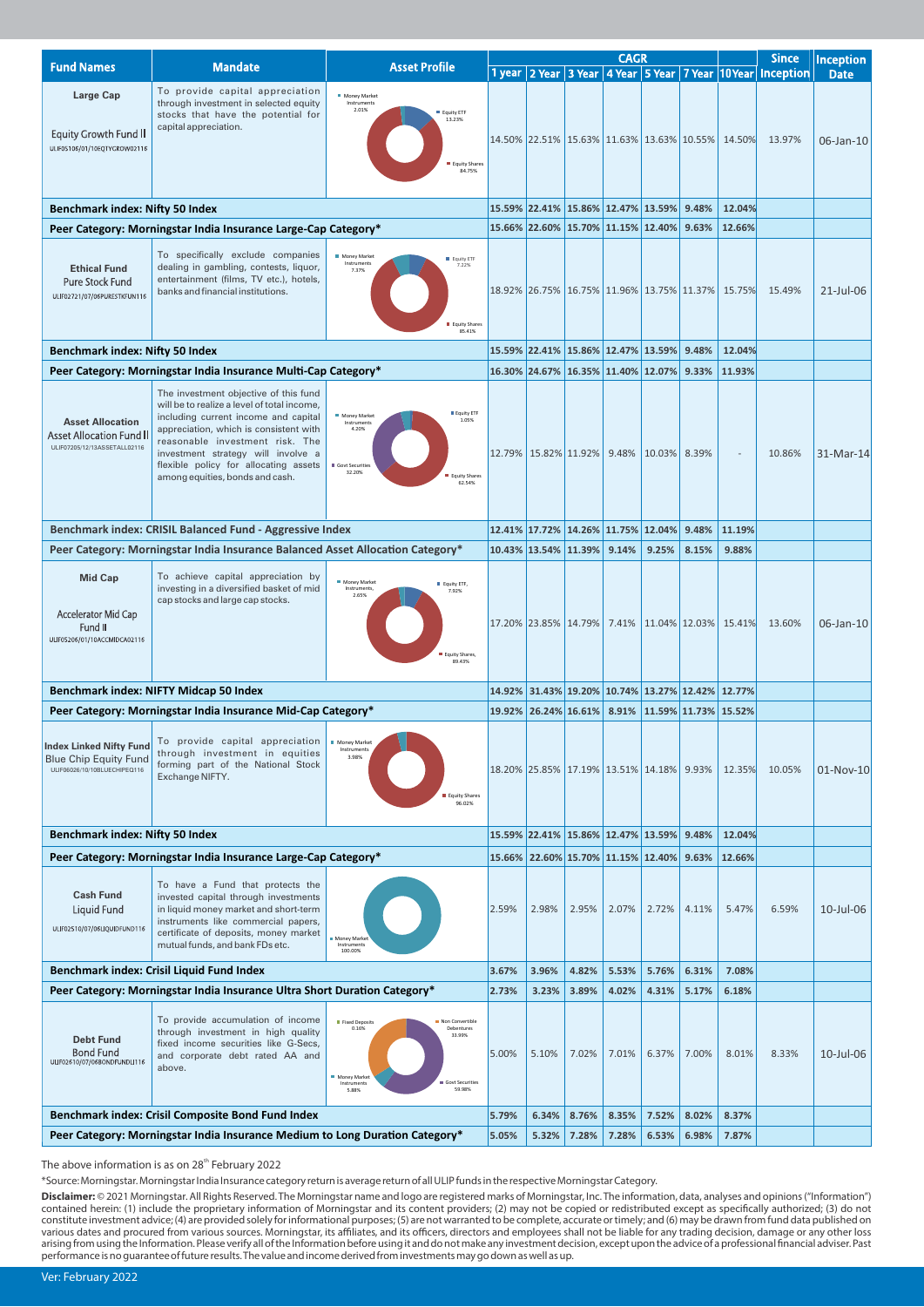| Fund Names | Mandate | Asset Profile | CAGR | | | | | | | Since | Inception |
|---|---|---|---|---|---|---|---|---|---|---|---|
| | | | 1 year | 2 Year | 3 Year | 4 Year | 5 Year | 7 Year | 10Year | Inception | Date |
| **Large Cap** Equity Growth Fund II ULIF05106/01/10EQTYGROW02116 | To provide capital appreciation through investment in selected equity stocks that have the potential for capital appreciation. | Money Market Instruments 2.01%; Equity ETF 13.23%; Equity Shares 84.75% | 14.50% | 22.51% | 15.63% | 11.63% | 13.63% | 10.55% | 14.50% | 13.97% | 06-Jan-10 |
| **Benchmark index: Nifty 50 Index** | | | 15.59% | 22.41% | 15.86% | 12.47% | 13.59% | 9.48% | 12.04% | | |
| **Peer Category: Morningstar India Insurance Large-Cap Category*** | | | 15.66% | 22.60% | 15.70% | 11.15% | 12.40% | 9.63% | 12.66% | | |
| **Ethical Fund** Pure Stock Fund ULIF02721/07/06PURESTKFUN116 | To specifically exclude companies dealing in gambling, contests, liquor, entertainment (films, TV etc.), hotels, banks and financial institutions. | Money Market Instruments 7.37%; Equity ETF 7.22%; Equity Shares 85.41% | 18.92% | 26.75% | 16.75% | 11.96% | 13.75% | 11.37% | 15.75% | 15.49% | 21-Jul-06 |
| **Benchmark index: Nifty 50 Index** | | | 15.59% | 22.41% | 15.86% | 12.47% | 13.59% | 9.48% | 12.04% | | |
| **Peer Category: Morningstar India Insurance Multi-Cap Category*** | | | 16.30% | 24.67% | 16.35% | 11.40% | 12.07% | 9.33% | 11.93% | | |
| **Asset Allocation** Asset Allocation Fund II ULIF07205/12/13ASSETALL02116 | The investment objective of this fund will be to realize a level of total income, including current income and capital appreciation, which is consistent with reasonable investment risk. The investment strategy will involve a flexible policy for allocating assets among equities, bonds and cash. | Money Market Instruments 4.20%; Equity ETF 1.05%; Govt Securities 32.20%; Equity Shares 62.54% | 12.79% | 15.82% | 11.92% | 9.48% | 10.03% | 8.39% | - | 10.86% | 31-Mar-14 |
| **Benchmark index: CRISIL Balanced Fund - Aggressive Index** | | | 12.41% | 17.72% | 14.26% | 11.75% | 12.04% | 9.48% | 11.19% | | |
| **Peer Category: Morningstar India Insurance Balanced Asset Allocation Category*** | | | 10.43% | 13.54% | 11.39% | 9.14% | 9.25% | 8.15% | 9.88% | | |
| **Mid Cap** Accelerator Mid Cap Fund II ULIF05206/01/10ACCMIDCA02116 | To achieve capital appreciation by investing in a diversified basket of mid cap stocks and large cap stocks. | Money Market Instruments, 2.65%; Equity ETF, 7.92%; Equity Shares, 89.43% | 17.20% | 23.85% | 14.79% | 7.41% | 11.04% | 12.03% | 15.41% | 13.60% | 06-Jan-10 |
| **Benchmark index: NIFTY Midcap 50 Index** | | | 14.92% | 31.43% | 19.20% | 10.74% | 13.27% | 12.42% | 12.77% | | |
| **Peer Category: Morningstar India Insurance Mid-Cap Category*** | | | 19.92% | 26.24% | 16.61% | 8.91% | 11.59% | 11.73% | 15.52% | | |
| **Index Linked Nifty Fund** Blue Chip Equity Fund ULIF06026/10/10BLUECHIPEQ116 | To provide capital appreciation through investment in equities forming part of the National Stock Exchange NIFTY. | Money Market Instruments 3.98%; Equity Shares 96.02% | 18.20% | 25.85% | 17.19% | 13.51% | 14.18% | 9.93% | 12.35% | 10.05% | 01-Nov-10 |
| **Benchmark index: Nifty 50 Index** | | | 15.59% | 22.41% | 15.86% | 12.47% | 13.59% | 9.48% | 12.04% | | |
| **Peer Category: Morningstar India Insurance Large-Cap Category*** | | | 15.66% | 22.60% | 15.70% | 11.15% | 12.40% | 9.63% | 12.66% | | |
| **Cash Fund** Liquid Fund ULIF02510/07/06LIQUIDFUND116 | To have a Fund that protects the invested capital through investments in liquid money market and short-term instruments like commercial papers, certificate of deposits, money market mutual funds, and bank FDs etc. | Money Market Instruments 100.00% | 2.59% | 2.98% | 2.95% | 2.07% | 2.72% | 4.11% | 5.47% | 6.59% | 10-Jul-06 |
| **Benchmark index: Crisil Liquid Fund Index** | | | 3.67% | 3.96% | 4.82% | 5.53% | 5.76% | 6.31% | 7.08% | | |
| **Peer Category: Morningstar India Insurance Ultra Short Duration Category*** | | | 2.73% | 3.23% | 3.89% | 4.02% | 4.31% | 5.17% | 6.18% | | |
| **Debt Fund** Bond Fund ULIF02610/07/06BONDFUNDLI116 | To provide accumulation of income through investment in high quality fixed income securities like G-Secs, and corporate debt rated AA and above. | Fixed Deposits 0.16%; Non Convertible Debentures 33.99%; Money Market Instruments 5.88%; Govt Securities 59.98% | 5.00% | 5.10% | 7.02% | 7.01% | 6.37% | 7.00% | 8.01% | 8.33% | 10-Jul-06 |
| **Benchmark index: Crisil Composite Bond Fund Index** | | | 5.79% | 6.34% | 8.76% | 8.35% | 7.52% | 8.02% | 8.37% | | |
| **Peer Category: Morningstar India Insurance Medium to Long Duration Category*** | | | 5.05% | 5.32% | 7.28% | 7.28% | 6.53% | 6.98% | 7.87% | | |

The above information is as on 28th February 2022

*Source: Morningstar. Morningstar India Insurance category return is average return of all ULIP funds in the respective Morningstar Category.

**Disclaimer:** © 2021 Morningstar. All Rights Reserved. The Morningstar name and logo are registered marks of Morningstar, Inc. The information, data, analyses and opinions ("Information") contained herein: (1) include the proprietary information of Morningstar and its content providers; (2) may not be copied or redistributed except as specifically authorized; (3) do not constitute investment advice; (4) are provided solely for informational purposes; (5) are not warranted to be complete, accurate or timely; and (6) may be drawn from fund data published on various dates and procured from various sources. Morningstar, its affiliates, and its officers, directors and employees shall not be liable for any trading decision, damage or any other loss arising from using the Information. Please verify all of the Information before using it and do not make any investment decision, except upon the advice of a professional financial adviser. Past performance is no guarantee of future results. The value and income derived from investments may go down as well as up.

Ver: February 2022